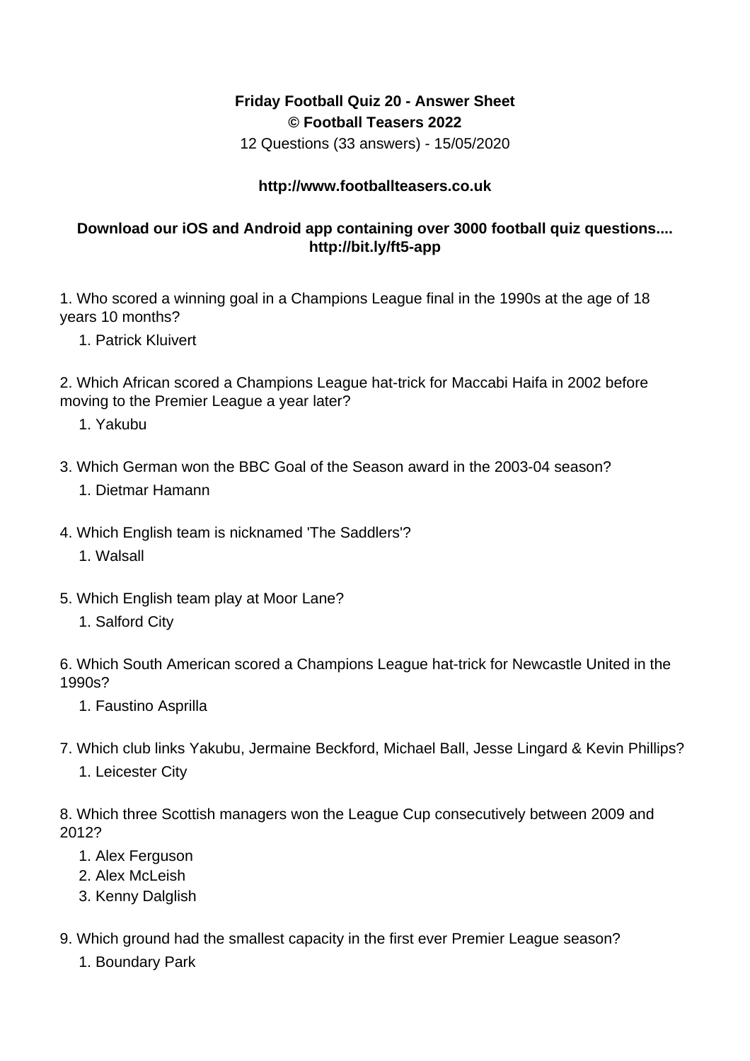**Friday Football Quiz 20 - Answer Sheet**
**© Football Teasers 2022**
12 Questions (33 answers) - 15/05/2020

**http://www.footballteasers.co.uk**

**Download our iOS and Android app containing over 3000 football quiz questions.... http://bit.ly/ft5-app**

1. Who scored a winning goal in a Champions League final in the 1990s at the age of 18 years 10 months?

    1. Patrick Kluivert

2. Which African scored a Champions League hat-trick for Maccabi Haifa in 2002 before moving to the Premier League a year later?

    1. Yakubu

3. Which German won the BBC Goal of the Season award in the 2003-04 season?

    1. Dietmar Hamann

4. Which English team is nicknamed 'The Saddlers'?

    1. Walsall

5. Which English team play at Moor Lane?

    1. Salford City

6. Which South American scored a Champions League hat-trick for Newcastle United in the 1990s?

    1. Faustino Asprilla

7. Which club links Yakubu, Jermaine Beckford, Michael Ball, Jesse Lingard & Kevin Phillips?

    1. Leicester City

8. Which three Scottish managers won the League Cup consecutively between 2009 and 2012?

    1. Alex Ferguson
    2. Alex McLeish
    3. Kenny Dalglish

9. Which ground had the smallest capacity in the first ever Premier League season?

    1. Boundary Park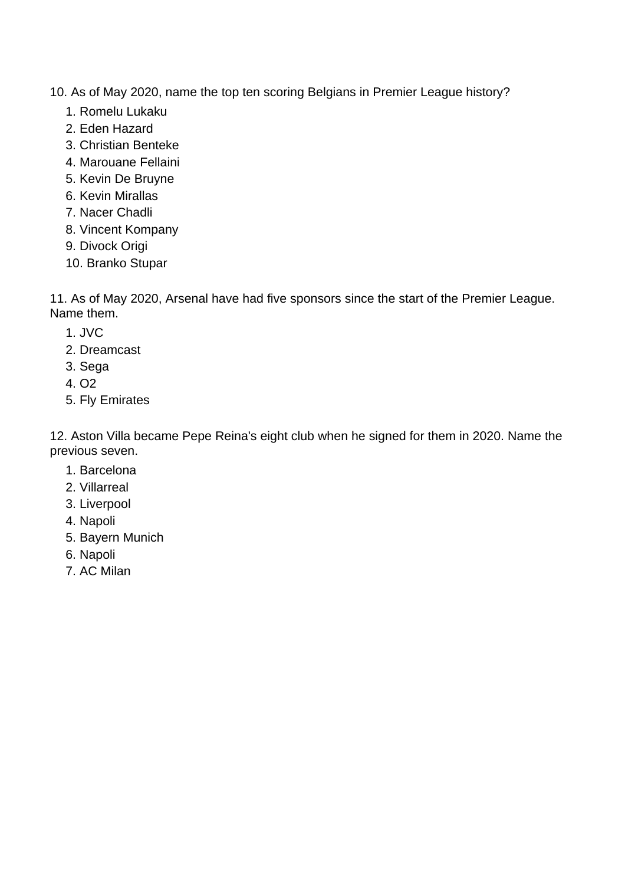10. As of May 2020, name the top ten scoring Belgians in Premier League history?

1. Romelu Lukaku
2. Eden Hazard
3. Christian Benteke
4. Marouane Fellaini
5. Kevin De Bruyne
6. Kevin Mirallas
7. Nacer Chadli
8. Vincent Kompany
9. Divock Origi
10. Branko Stupar

11. As of May 2020, Arsenal have had five sponsors since the start of the Premier League. Name them.

1. JVC
2. Dreamcast
3. Sega
4. O2
5. Fly Emirates

12. Aston Villa became Pepe Reina's eight club when he signed for them in 2020. Name the previous seven.

1. Barcelona
2. Villarreal
3. Liverpool
4. Napoli
5. Bayern Munich
6. Napoli
7. AC Milan